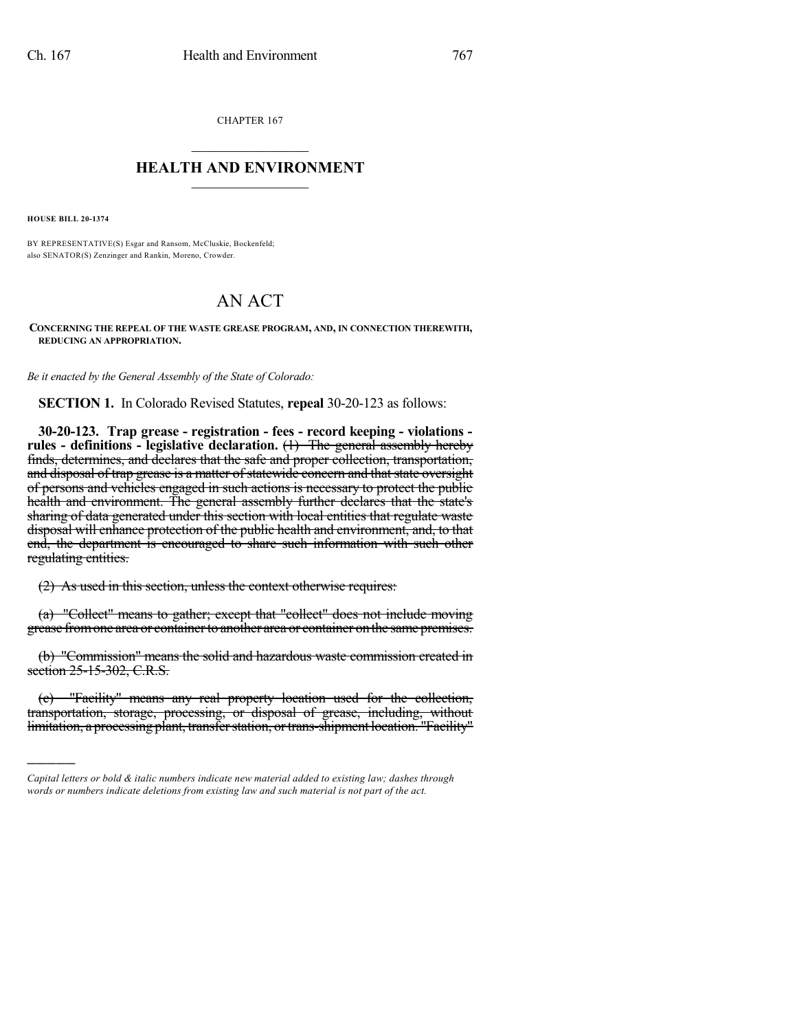CHAPTER 167

# HEALTH AND ENVIRONMENT

**HOUSE BILL 20-1374**

BY REPRESENTATIVE(S) Esgar and Ransom, McCluskie, Bockenfeld;
also SENATOR(S) Zenzinger and Rankin, Moreno, Crowder.

# AN ACT

**CONCERNING THE REPEAL OF THE WASTE GREASE PROGRAM, AND, IN CONNECTION THEREWITH, REDUCING AN APPROPRIATION.**

*Be it enacted by the General Assembly of the State of Colorado:*

**SECTION 1.** In Colorado Revised Statutes, **repeal** 30-20-123 as follows:

**30-20-123. Trap grease - registration - fees - record keeping - violations - rules - definitions - legislative declaration.** ~~(1) The general assembly hereby finds, determines, and declares that the safe and proper collection, transportation, and disposal of trap grease is a matter of statewide concern and that state oversight of persons and vehicles engaged in such actions is necessary to protect the public health and environment. The general assembly further declares that the state's sharing of data generated under this section with local entities that regulate waste disposal will enhance protection of the public health and environment, and, to that end, the department is encouraged to share such information with such other regulating entities.~~

~~(2) As used in this section, unless the context otherwise requires:~~

~~(a) "Collect" means to gather; except that "collect" does not include moving grease from one area or container to another area or container on the same premises.~~

~~(b) "Commission" means the solid and hazardous waste commission created in section 25-15-302, C.R.S.~~

~~(c) "Facility" means any real property location used for the collection, transportation, storage, processing, or disposal of grease, including, without limitation, a processing plant, transfer station, or trans-shipment location. "Facility"~~

---

*Capital letters or bold & italic numbers indicate new material added to existing law; dashes through words or numbers indicate deletions from existing law and such material is not part of the act.*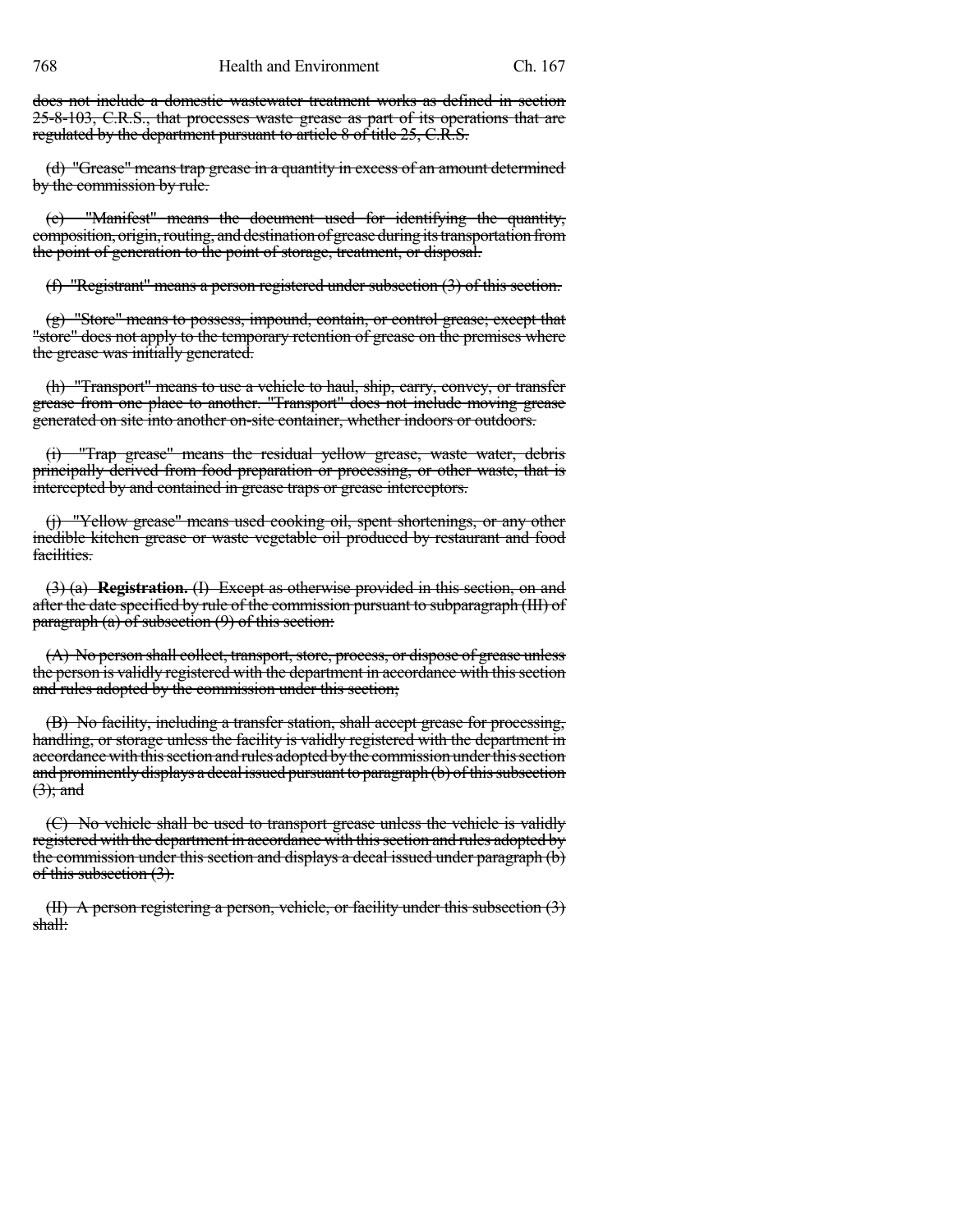~~does not include a domestic wastewater treatment works as defined in section 25-8-103, C.R.S., that processes waste grease as part of its operations that are regulated by the department pursuant to article 8 of title 25, C.R.S.~~

~~(d) "Grease" means trap grease in a quantity in excess of an amount determined by the commission by rule.~~

~~(e) "Manifest" means the document used for identifying the quantity, composition, origin, routing, and destination of grease during its transportation from the point of generation to the point of storage, treatment, or disposal.~~

~~(f) "Registrant" means a person registered under subsection (3) of this section.~~

~~(g) "Store" means to possess, impound, contain, or control grease; except that "store" does not apply to the temporary retention of grease on the premises where the grease was initially generated.~~

~~(h) "Transport" means to use a vehicle to haul, ship, carry, convey, or transfer grease from one place to another. "Transport" does not include moving grease generated on site into another on-site container, whether indoors or outdoors.~~

~~(i) "Trap grease" means the residual yellow grease, waste water, debris principally derived from food preparation or processing, or other waste, that is intercepted by and contained in grease traps or grease interceptors.~~

~~(j) "Yellow grease" means used cooking oil, spent shortenings, or any other inedible kitchen grease or waste vegetable oil produced by restaurant and food facilities.~~

~~(3) (a) **Registration.** (I) Except as otherwise provided in this section, on and after the date specified by rule of the commission pursuant to subparagraph (III) of paragraph (a) of subsection (9) of this section:~~

~~(A) No person shall collect, transport, store, process, or dispose of grease unless the person is validly registered with the department in accordance with this section and rules adopted by the commission under this section;~~

~~(B) No facility, including a transfer station, shall accept grease for processing, handling, or storage unless the facility is validly registered with the department in accordance with this section and rules adopted by the commission under this section and prominently displays a decal issued pursuant to paragraph (b) of this subsection (3); and~~

~~(C) No vehicle shall be used to transport grease unless the vehicle is validly registered with the department in accordance with this section and rules adopted by the commission under this section and displays a decal issued under paragraph (b) of this subsection (3).~~

~~(II) A person registering a person, vehicle, or facility under this subsection (3) shall:~~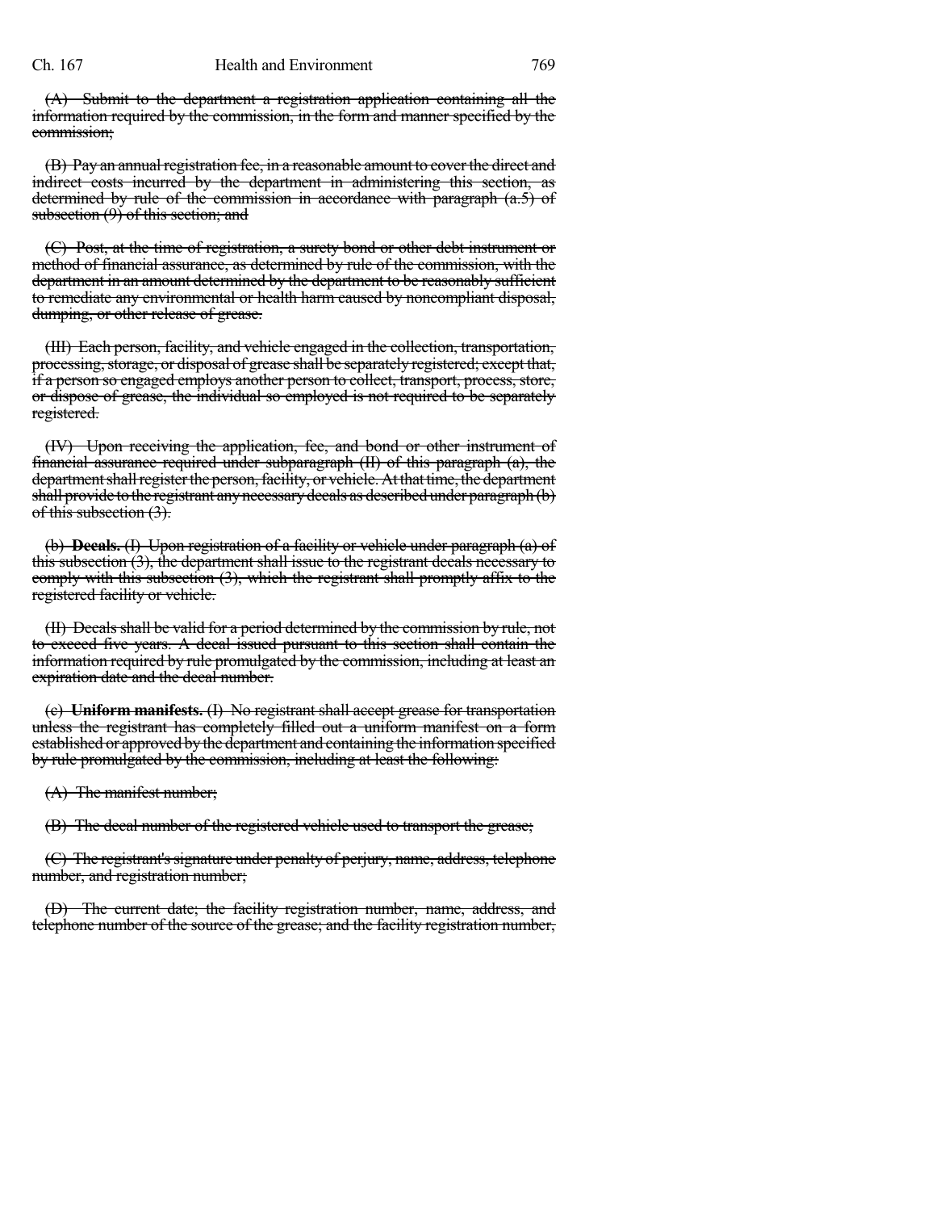~~(A) Submit to the department a registration application containing all the information required by the commission, in the form and manner specified by the commission;~~

~~(B) Pay an annual registration fee, in a reasonable amount to cover the direct and indirect costs incurred by the department in administering this section, as determined by rule of the commission in accordance with paragraph (a.5) of subsection (9) of this section; and~~

~~(C) Post, at the time of registration, a surety bond or other debt instrument or method of financial assurance, as determined by rule of the commission, with the department in an amount determined by the department to be reasonably sufficient to remediate any environmental or health harm caused by noncompliant disposal, dumping, or other release of grease.~~

~~(III) Each person, facility, and vehicle engaged in the collection, transportation, processing, storage, or disposal of grease shall be separately registered; except that, if a person so engaged employs another person to collect, transport, process, store, or dispose of grease, the individual so employed is not required to be separately registered.~~

~~(IV) Upon receiving the application, fee, and bond or other instrument of financial assurance required under subparagraph (II) of this paragraph (a), the department shall register the person, facility, or vehicle. At that time, the department shall provide to the registrant any necessary decals as described under paragraph (b) of this subsection (3).~~

~~(b) **Decals.** (I) Upon registration of a facility or vehicle under paragraph (a) of this subsection (3), the department shall issue to the registrant decals necessary to comply with this subsection (3), which the registrant shall promptly affix to the registered facility or vehicle.~~

~~(II) Decals shall be valid for a period determined by the commission by rule, not to exceed five years. A decal issued pursuant to this section shall contain the information required by rule promulgated by the commission, including at least an expiration date and the decal number.~~

~~(c) **Uniform manifests.** (I) No registrant shall accept grease for transportation unless the registrant has completely filled out a uniform manifest on a form established or approved by the department and containing the information specified by rule promulgated by the commission, including at least the following:~~

~~(A) The manifest number;~~

~~(B) The decal number of the registered vehicle used to transport the grease;~~

~~(C) The registrant's signature under penalty of perjury, name, address, telephone number, and registration number;~~

~~(D) The current date; the facility registration number, name, address, and telephone number of the source of the grease; and the facility registration number,~~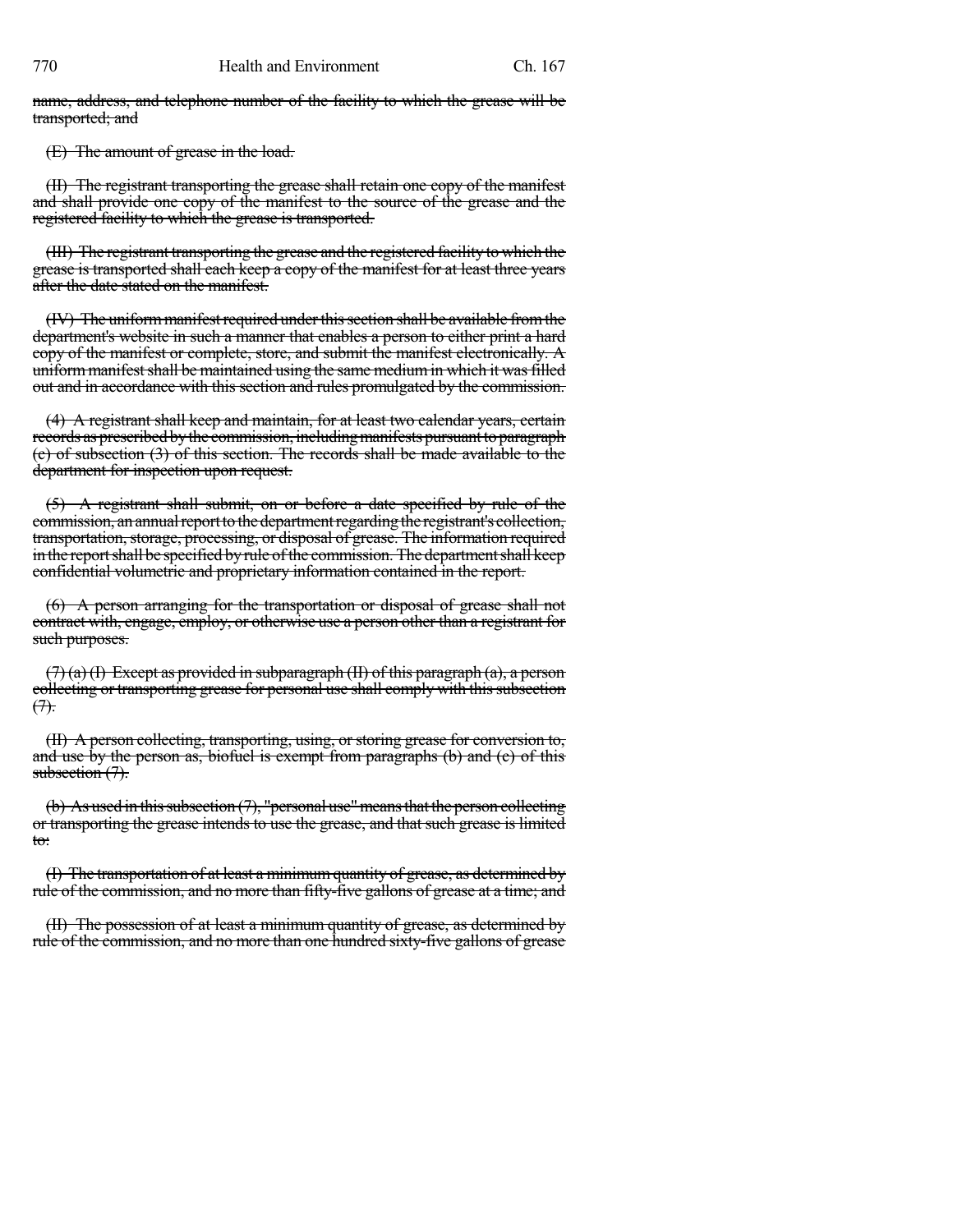name, address, and telephone number of the facility to which the grease will be transported; and

(E) The amount of grease in the load.

(II) The registrant transporting the grease shall retain one copy of the manifest and shall provide one copy of the manifest to the source of the grease and the registered facility to which the grease is transported.

(III) The registrant transporting the grease and the registered facility to which the grease is transported shall each keep a copy of the manifest for at least three years after the date stated on the manifest.

(IV) The uniform manifest required under this section shall be available from the department's website in such a manner that enables a person to either print a hard copy of the manifest or complete, store, and submit the manifest electronically. A uniform manifest shall be maintained using the same medium in which it was filled out and in accordance with this section and rules promulgated by the commission.

(4) A registrant shall keep and maintain, for at least two calendar years, certain records as prescribed by the commission, including manifests pursuant to paragraph (c) of subsection (3) of this section. The records shall be made available to the department for inspection upon request.

(5) A registrant shall submit, on or before a date specified by rule of the commission, an annual report to the department regarding the registrant's collection, transportation, storage, processing, or disposal of grease. The information required in the report shall be specified by rule of the commission. The department shall keep confidential volumetric and proprietary information contained in the report.

(6) A person arranging for the transportation or disposal of grease shall not contract with, engage, employ, or otherwise use a person other than a registrant for such purposes.

(7) (a) (I) Except as provided in subparagraph (II) of this paragraph (a), a person collecting or transporting grease for personal use shall comply with this subsection (7).

(II) A person collecting, transporting, using, or storing grease for conversion to, and use by the person as, biofuel is exempt from paragraphs (b) and (c) of this subsection (7).

(b) As used in this subsection (7), "personal use" means that the person collecting or transporting the grease intends to use the grease, and that such grease is limited to:

(I) The transportation of at least a minimum quantity of grease, as determined by rule of the commission, and no more than fifty-five gallons of grease at a time; and

(II) The possession of at least a minimum quantity of grease, as determined by rule of the commission, and no more than one hundred sixty-five gallons of grease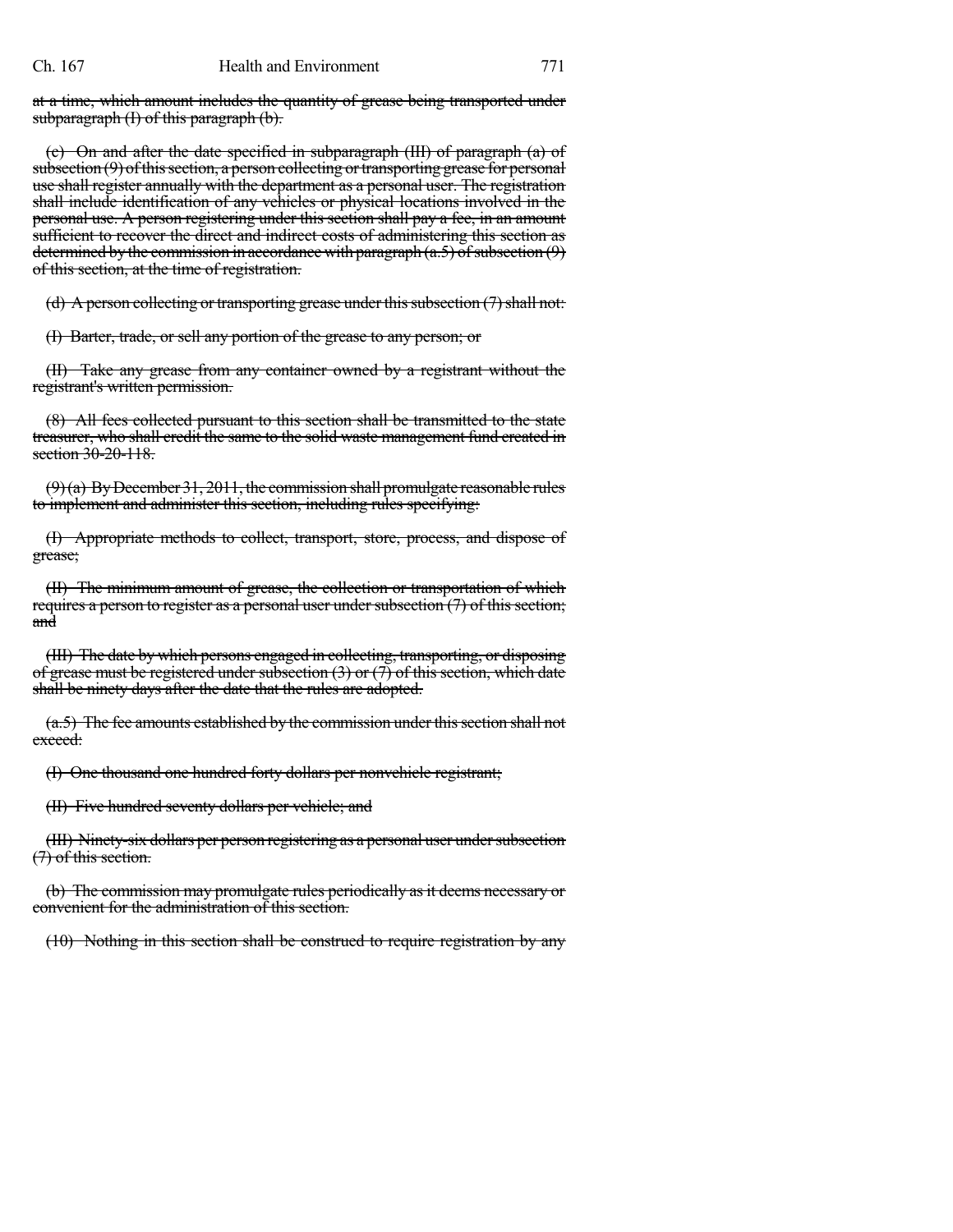~~at a time, which amount includes the quantity of grease being transported under subparagraph (I) of this paragraph (b).~~

~~(c) On and after the date specified in subparagraph (III) of paragraph (a) of subsection (9) of this section, a person collecting or transporting grease for personal use shall register annually with the department as a personal user. The registration shall include identification of any vehicles or physical locations involved in the personal use. A person registering under this section shall pay a fee, in an amount sufficient to recover the direct and indirect costs of administering this section as determined by the commission in accordance with paragraph (a.5) of subsection (9) of this section, at the time of registration.~~

~~(d) A person collecting or transporting grease under this subsection (7) shall not:~~

~~(I) Barter, trade, or sell any portion of the grease to any person; or~~

~~(II) Take any grease from any container owned by a registrant without the registrant's written permission.~~

~~(8) All fees collected pursuant to this section shall be transmitted to the state treasurer, who shall credit the same to the solid waste management fund created in section 30-20-118.~~

~~(9) (a) By December 31, 2011, the commission shall promulgate reasonable rules to implement and administer this section, including rules specifying:~~

~~(I) Appropriate methods to collect, transport, store, process, and dispose of grease;~~

~~(II) The minimum amount of grease, the collection or transportation of which requires a person to register as a personal user under subsection (7) of this section; and~~

~~(III) The date by which persons engaged in collecting, transporting, or disposing of grease must be registered under subsection (3) or (7) of this section, which date shall be ninety days after the date that the rules are adopted.~~

~~(a.5) The fee amounts established by the commission under this section shall not exceed:~~

~~(I) One thousand one hundred forty dollars per nonvehicle registrant;~~

~~(II) Five hundred seventy dollars per vehicle; and~~

~~(III) Ninety-six dollars per person registering as a personal user under subsection (7) of this section.~~

~~(b) The commission may promulgate rules periodically as it deems necessary or convenient for the administration of this section.~~

~~(10) Nothing in this section shall be construed to require registration by any~~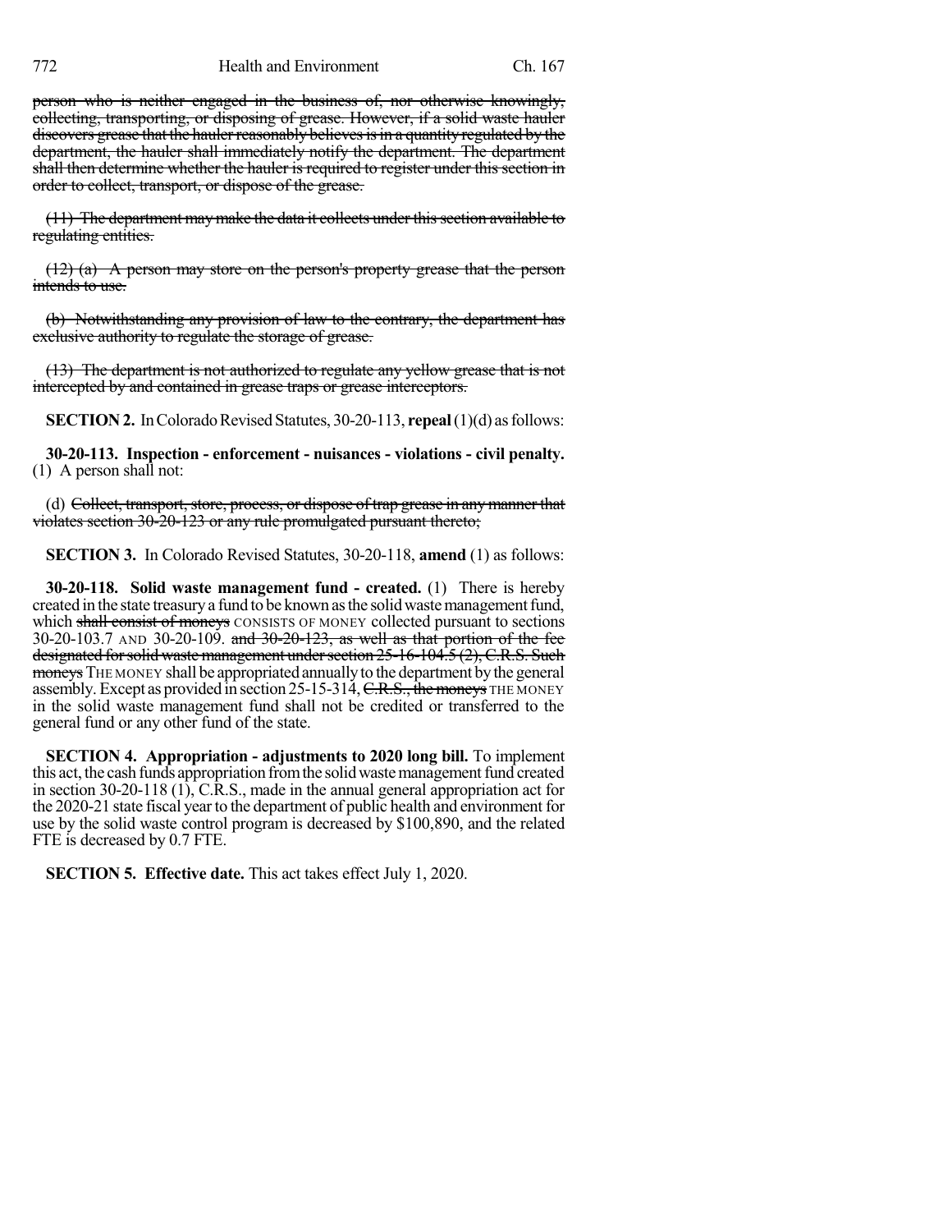~~person who is neither engaged in the business of, nor otherwise knowingly, collecting, transporting, or disposing of grease. However, if a solid waste hauler discovers grease that the hauler reasonably believes is in a quantity regulated by the department, the hauler shall immediately notify the department. The department shall then determine whether the hauler is required to register under this section in order to collect, transport, or dispose of the grease.~~

~~(11) The department may make the data it collects under this section available to regulating entities.~~

~~(12) (a) A person may store on the person's property grease that the person intends to use.~~

~~(b) Notwithstanding any provision of law to the contrary, the department has exclusive authority to regulate the storage of grease.~~

~~(13) The department is not authorized to regulate any yellow grease that is not intercepted by and contained in grease traps or grease interceptors.~~

**SECTION 2.** In Colorado Revised Statutes, 30-20-113, **repeal** (1)(d) as follows:

**30-20-113. Inspection - enforcement - nuisances - violations - civil penalty.** (1) A person shall not:

(d) ~~Collect, transport, store, process, or dispose of trap grease in any manner that violates section 30-20-123 or any rule promulgated pursuant thereto;~~

**SECTION 3.** In Colorado Revised Statutes, 30-20-118, **amend** (1) as follows:

**30-20-118. Solid waste management fund - created.** (1) There is hereby created in the state treasury a fund to be known as the solid waste management fund, which ~~shall consist of moneys~~ CONSISTS OF MONEY collected pursuant to sections 30-20-103.7 AND 30-20-109. ~~and 30-20-123, as well as that portion of the fee designated for solid waste management under section 25-16-104.5 (2), C.R.S. Such moneys~~ THE MONEY shall be appropriated annually to the department by the general assembly. Except as provided in section 25-15-314, ~~C.R.S., the moneys~~ THE MONEY in the solid waste management fund shall not be credited or transferred to the general fund or any other fund of the state.

**SECTION 4. Appropriation - adjustments to 2020 long bill.** To implement this act, the cash funds appropriation from the solid waste management fund created in section 30-20-118 (1), C.R.S., made in the annual general appropriation act for the 2020-21 state fiscal year to the department of public health and environment for use by the solid waste control program is decreased by $100,890, and the related FTE is decreased by 0.7 FTE.

**SECTION 5. Effective date.** This act takes effect July 1, 2020.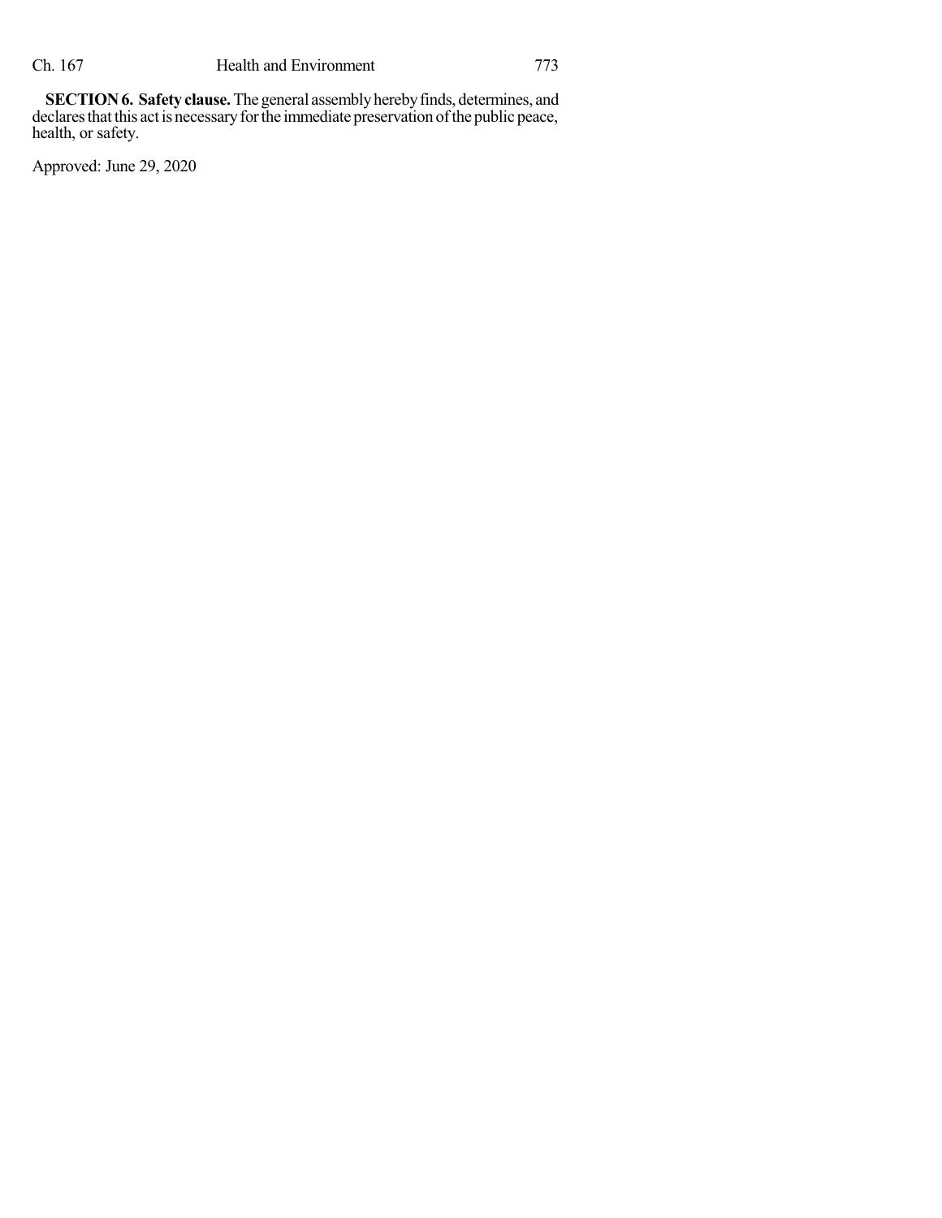**SECTION 6. Safety clause.** The general assembly hereby finds, determines, and declares that this act is necessary for the immediate preservation of the public peace, health, or safety.

Approved: June 29, 2020